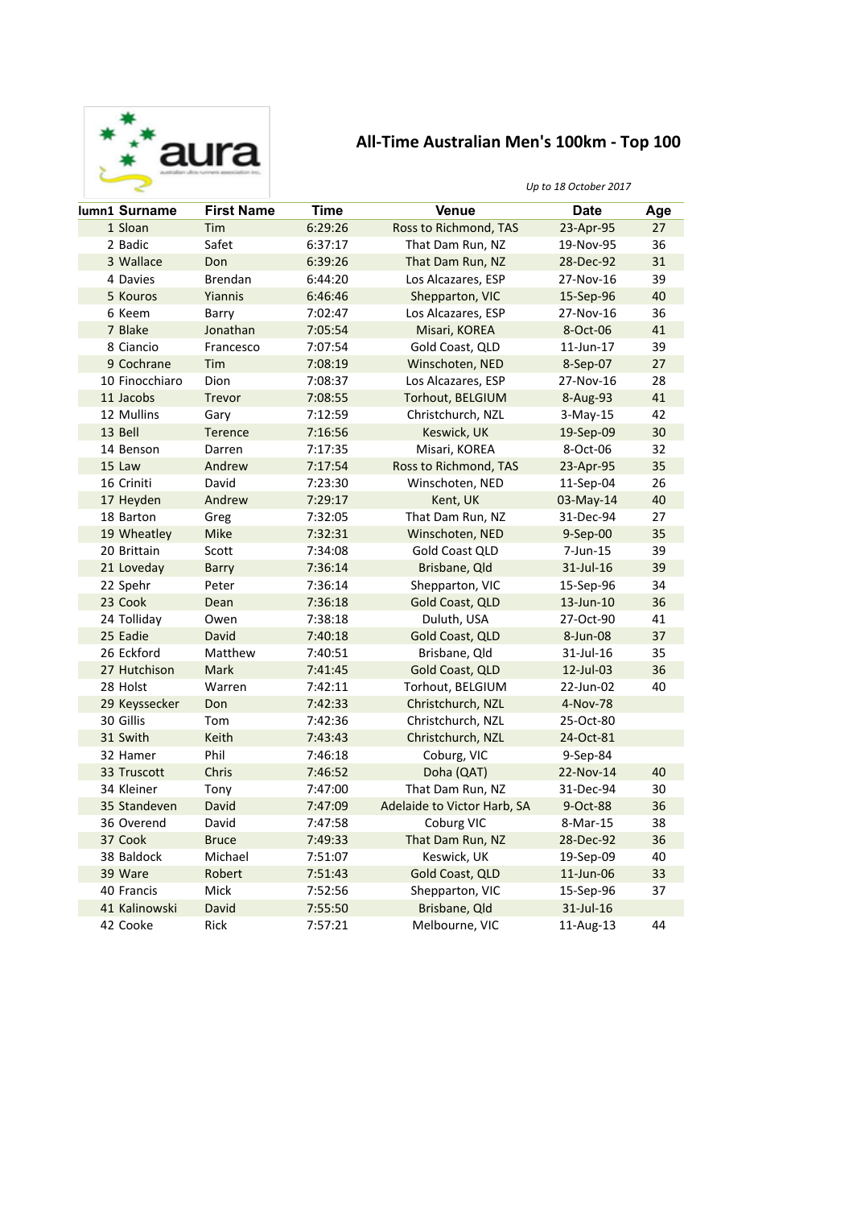# All-Time Australian Men's 100km - Top 100

*Up to 18 October 2017*

| lumn1 | Surname | First Name | Time | Venue | Date | Age |
|---|---|---|---|---|---|---|
| 1 | Sloan | Tim | 6:29:26 | Ross to Richmond, TAS | 23-Apr-95 | 27 |
| 2 | Badic | Safet | 6:37:17 | That Dam Run, NZ | 19-Nov-95 | 36 |
| 3 | Wallace | Don | 6:39:26 | That Dam Run, NZ | 28-Dec-92 | 31 |
| 4 | Davies | Brendan | 6:44:20 | Los Alcazares, ESP | 27-Nov-16 | 39 |
| 5 | Kouros | Yiannis | 6:46:46 | Shepparton, VIC | 15-Sep-96 | 40 |
| 6 | Keem | Barry | 7:02:47 | Los Alcazares, ESP | 27-Nov-16 | 36 |
| 7 | Blake | Jonathan | 7:05:54 | Misari, KOREA | 8-Oct-06 | 41 |
| 8 | Ciancio | Francesco | 7:07:54 | Gold Coast, QLD | 11-Jun-17 | 39 |
| 9 | Cochrane | Tim | 7:08:19 | Winschoten, NED | 8-Sep-07 | 27 |
| 10 | Finocchiaro | Dion | 7:08:37 | Los Alcazares, ESP | 27-Nov-16 | 28 |
| 11 | Jacobs | Trevor | 7:08:55 | Torhout, BELGIUM | 8-Aug-93 | 41 |
| 12 | Mullins | Gary | 7:12:59 | Christchurch, NZL | 3-May-15 | 42 |
| 13 | Bell | Terence | 7:16:56 | Keswick, UK | 19-Sep-09 | 30 |
| 14 | Benson | Darren | 7:17:35 | Misari, KOREA | 8-Oct-06 | 32 |
| 15 | Law | Andrew | 7:17:54 | Ross to Richmond, TAS | 23-Apr-95 | 35 |
| 16 | Criniti | David | 7:23:30 | Winschoten, NED | 11-Sep-04 | 26 |
| 17 | Heyden | Andrew | 7:29:17 | Kent, UK | 03-May-14 | 40 |
| 18 | Barton | Greg | 7:32:05 | That Dam Run, NZ | 31-Dec-94 | 27 |
| 19 | Wheatley | Mike | 7:32:31 | Winschoten, NED | 9-Sep-00 | 35 |
| 20 | Brittain | Scott | 7:34:08 | Gold Coast QLD | 7-Jun-15 | 39 |
| 21 | Loveday | Barry | 7:36:14 | Brisbane, Qld | 31-Jul-16 | 39 |
| 22 | Spehr | Peter | 7:36:14 | Shepparton, VIC | 15-Sep-96 | 34 |
| 23 | Cook | Dean | 7:36:18 | Gold Coast, QLD | 13-Jun-10 | 36 |
| 24 | Tolliday | Owen | 7:38:18 | Duluth, USA | 27-Oct-90 | 41 |
| 25 | Eadie | David | 7:40:18 | Gold Coast, QLD | 8-Jun-08 | 37 |
| 26 | Eckford | Matthew | 7:40:51 | Brisbane, Qld | 31-Jul-16 | 35 |
| 27 | Hutchison | Mark | 7:41:45 | Gold Coast, QLD | 12-Jul-03 | 36 |
| 28 | Holst | Warren | 7:42:11 | Torhout, BELGIUM | 22-Jun-02 | 40 |
| 29 | Keyssecker | Don | 7:42:33 | Christchurch, NZL | 4-Nov-78 | |
| 30 | Gillis | Tom | 7:42:36 | Christchurch, NZL | 25-Oct-80 | |
| 31 | Swith | Keith | 7:43:43 | Christchurch, NZL | 24-Oct-81 | |
| 32 | Hamer | Phil | 7:46:18 | Coburg, VIC | 9-Sep-84 | |
| 33 | Truscott | Chris | 7:46:52 | Doha (QAT) | 22-Nov-14 | 40 |
| 34 | Kleiner | Tony | 7:47:00 | That Dam Run, NZ | 31-Dec-94 | 30 |
| 35 | Standeven | David | 7:47:09 | Adelaide to Victor Harb, SA | 9-Oct-88 | 36 |
| 36 | Overend | David | 7:47:58 | Coburg VIC | 8-Mar-15 | 38 |
| 37 | Cook | Bruce | 7:49:33 | That Dam Run, NZ | 28-Dec-92 | 36 |
| 38 | Baldock | Michael | 7:51:07 | Keswick, UK | 19-Sep-09 | 40 |
| 39 | Ware | Robert | 7:51:43 | Gold Coast, QLD | 11-Jun-06 | 33 |
| 40 | Francis | Mick | 7:52:56 | Shepparton, VIC | 15-Sep-96 | 37 |
| 41 | Kalinowski | David | 7:55:50 | Brisbane, Qld | 31-Jul-16 | |
| 42 | Cooke | Rick | 7:57:21 | Melbourne, VIC | 11-Aug-13 | 44 |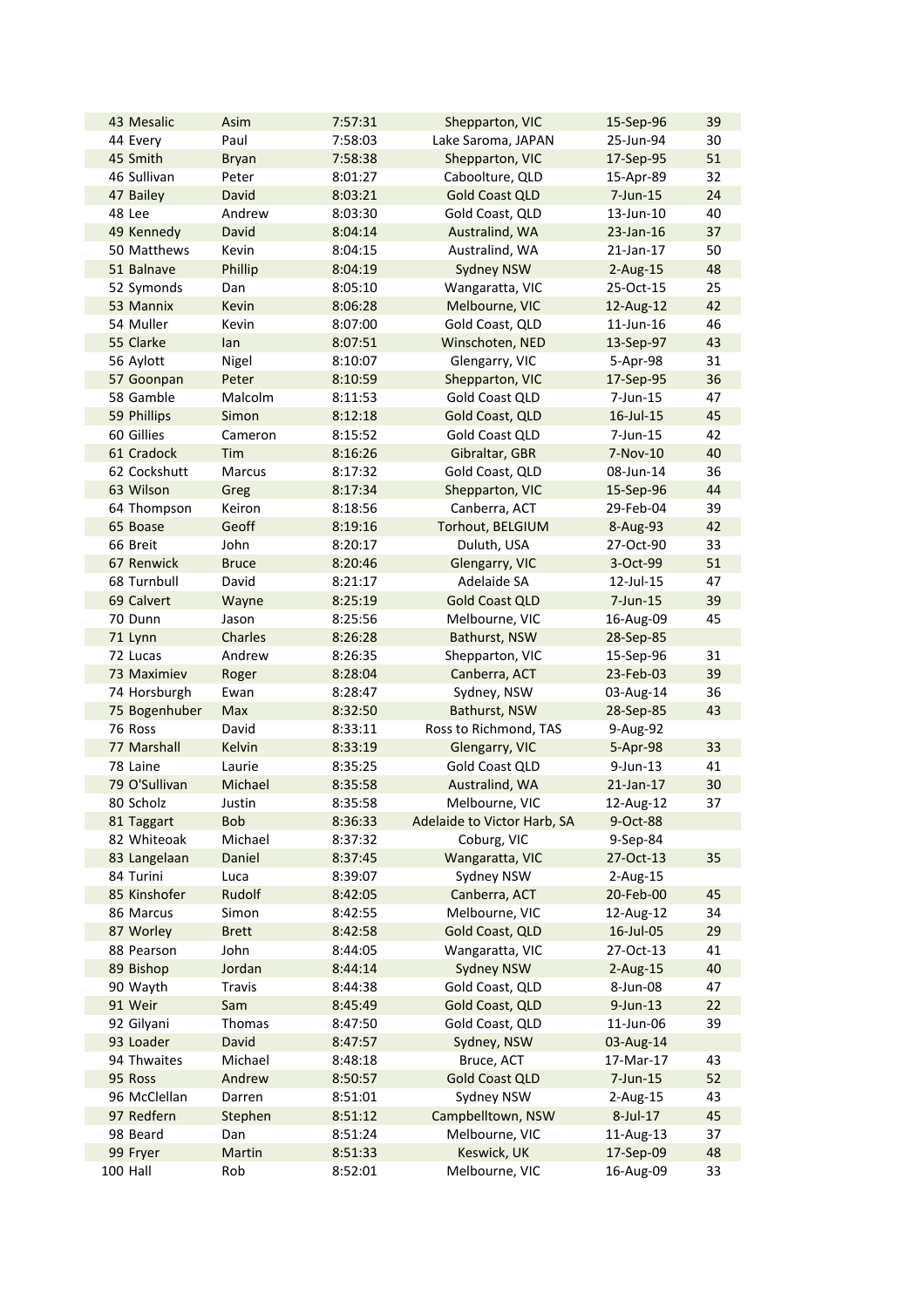| | | | | | |
|---|---|---|---|---|---|
| 43 Mesalic | Asim | 7:57:31 | Shepparton, VIC | 15-Sep-96 | 39 |
| 44 Every | Paul | 7:58:03 | Lake Saroma, JAPAN | 25-Jun-94 | 30 |
| 45 Smith | Bryan | 7:58:38 | Shepparton, VIC | 17-Sep-95 | 51 |
| 46 Sullivan | Peter | 8:01:27 | Caboolture, QLD | 15-Apr-89 | 32 |
| 47 Bailey | David | 8:03:21 | Gold Coast QLD | 7-Jun-15 | 24 |
| 48 Lee | Andrew | 8:03:30 | Gold Coast, QLD | 13-Jun-10 | 40 |
| 49 Kennedy | David | 8:04:14 | Australind, WA | 23-Jan-16 | 37 |
| 50 Matthews | Kevin | 8:04:15 | Australind, WA | 21-Jan-17 | 50 |
| 51 Balnave | Phillip | 8:04:19 | Sydney NSW | 2-Aug-15 | 48 |
| 52 Symonds | Dan | 8:05:10 | Wangaratta, VIC | 25-Oct-15 | 25 |
| 53 Mannix | Kevin | 8:06:28 | Melbourne, VIC | 12-Aug-12 | 42 |
| 54 Muller | Kevin | 8:07:00 | Gold Coast, QLD | 11-Jun-16 | 46 |
| 55 Clarke | Ian | 8:07:51 | Winschoten, NED | 13-Sep-97 | 43 |
| 56 Aylott | Nigel | 8:10:07 | Glengarry, VIC | 5-Apr-98 | 31 |
| 57 Goonpan | Peter | 8:10:59 | Shepparton, VIC | 17-Sep-95 | 36 |
| 58 Gamble | Malcolm | 8:11:53 | Gold Coast QLD | 7-Jun-15 | 47 |
| 59 Phillips | Simon | 8:12:18 | Gold Coast, QLD | 16-Jul-15 | 45 |
| 60 Gillies | Cameron | 8:15:52 | Gold Coast QLD | 7-Jun-15 | 42 |
| 61 Cradock | Tim | 8:16:26 | Gibraltar, GBR | 7-Nov-10 | 40 |
| 62 Cockshutt | Marcus | 8:17:32 | Gold Coast, QLD | 08-Jun-14 | 36 |
| 63 Wilson | Greg | 8:17:34 | Shepparton, VIC | 15-Sep-96 | 44 |
| 64 Thompson | Keiron | 8:18:56 | Canberra, ACT | 29-Feb-04 | 39 |
| 65 Boase | Geoff | 8:19:16 | Torhout, BELGIUM | 8-Aug-93 | 42 |
| 66 Breit | John | 8:20:17 | Duluth, USA | 27-Oct-90 | 33 |
| 67 Renwick | Bruce | 8:20:46 | Glengarry, VIC | 3-Oct-99 | 51 |
| 68 Turnbull | David | 8:21:17 | Adelaide SA | 12-Jul-15 | 47 |
| 69 Calvert | Wayne | 8:25:19 | Gold Coast QLD | 7-Jun-15 | 39 |
| 70 Dunn | Jason | 8:25:56 | Melbourne, VIC | 16-Aug-09 | 45 |
| 71 Lynn | Charles | 8:26:28 | Bathurst, NSW | 28-Sep-85 | |
| 72 Lucas | Andrew | 8:26:35 | Shepparton, VIC | 15-Sep-96 | 31 |
| 73 Maximiev | Roger | 8:28:04 | Canberra, ACT | 23-Feb-03 | 39 |
| 74 Horsburgh | Ewan | 8:28:47 | Sydney, NSW | 03-Aug-14 | 36 |
| 75 Bogenhuber | Max | 8:32:50 | Bathurst, NSW | 28-Sep-85 | 43 |
| 76 Ross | David | 8:33:11 | Ross to Richmond, TAS | 9-Aug-92 | |
| 77 Marshall | Kelvin | 8:33:19 | Glengarry, VIC | 5-Apr-98 | 33 |
| 78 Laine | Laurie | 8:35:25 | Gold Coast QLD | 9-Jun-13 | 41 |
| 79 O'Sullivan | Michael | 8:35:58 | Australind, WA | 21-Jan-17 | 30 |
| 80 Scholz | Justin | 8:35:58 | Melbourne, VIC | 12-Aug-12 | 37 |
| 81 Taggart | Bob | 8:36:33 | Adelaide to Victor Harb, SA | 9-Oct-88 | |
| 82 Whiteoak | Michael | 8:37:32 | Coburg, VIC | 9-Sep-84 | |
| 83 Langelaan | Daniel | 8:37:45 | Wangaratta, VIC | 27-Oct-13 | 35 |
| 84 Turini | Luca | 8:39:07 | Sydney NSW | 2-Aug-15 | |
| 85 Kinshofer | Rudolf | 8:42:05 | Canberra, ACT | 20-Feb-00 | 45 |
| 86 Marcus | Simon | 8:42:55 | Melbourne, VIC | 12-Aug-12 | 34 |
| 87 Worley | Brett | 8:42:58 | Gold Coast, QLD | 16-Jul-05 | 29 |
| 88 Pearson | John | 8:44:05 | Wangaratta, VIC | 27-Oct-13 | 41 |
| 89 Bishop | Jordan | 8:44:14 | Sydney NSW | 2-Aug-15 | 40 |
| 90 Wayth | Travis | 8:44:38 | Gold Coast, QLD | 8-Jun-08 | 47 |
| 91 Weir | Sam | 8:45:49 | Gold Coast, QLD | 9-Jun-13 | 22 |
| 92 Gilyani | Thomas | 8:47:50 | Gold Coast, QLD | 11-Jun-06 | 39 |
| 93 Loader | David | 8:47:57 | Sydney, NSW | 03-Aug-14 | |
| 94 Thwaites | Michael | 8:48:18 | Bruce, ACT | 17-Mar-17 | 43 |
| 95 Ross | Andrew | 8:50:57 | Gold Coast QLD | 7-Jun-15 | 52 |
| 96 McClellan | Darren | 8:51:01 | Sydney NSW | 2-Aug-15 | 43 |
| 97 Redfern | Stephen | 8:51:12 | Campbelltown, NSW | 8-Jul-17 | 45 |
| 98 Beard | Dan | 8:51:24 | Melbourne, VIC | 11-Aug-13 | 37 |
| 99 Fryer | Martin | 8:51:33 | Keswick, UK | 17-Sep-09 | 48 |
| 100 Hall | Rob | 8:52:01 | Melbourne, VIC | 16-Aug-09 | 33 |